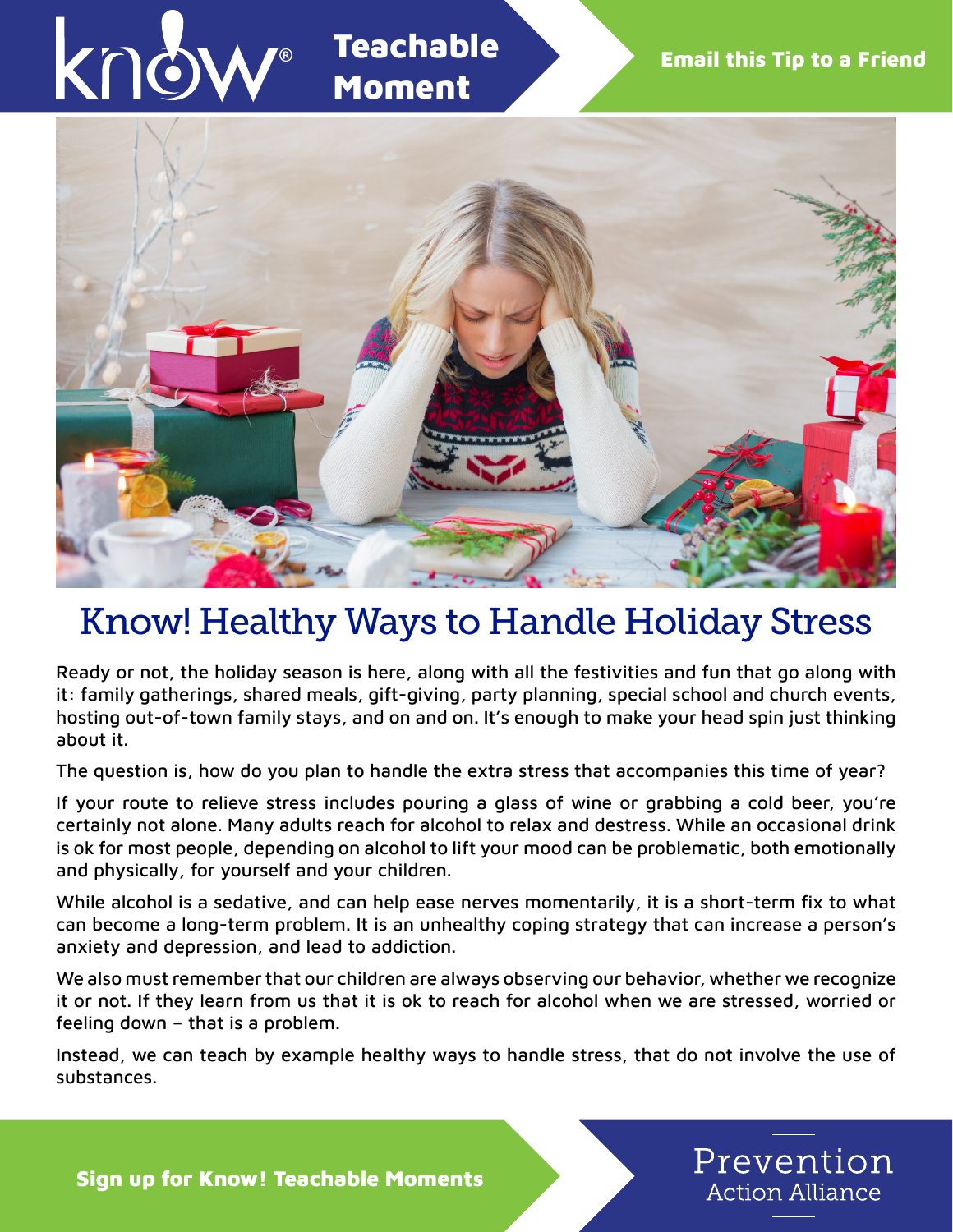Know! Teachable Moment

Email this Tip to a Friend

# Know! Healthy Ways to Handle Holiday Stress

Ready or not, the holiday season is here, along with all the festivities and fun that go along with it: family gatherings, shared meals, gift-giving, party planning, special school and church events, hosting out-of-town family stays, and on and on. It's enough to make your head spin just thinking about it.

The question is, how do you plan to handle the extra stress that accompanies this time of year?

If your route to relieve stress includes pouring a glass of wine or grabbing a cold beer, you're certainly not alone. Many adults reach for alcohol to relax and destress. While an occasional drink is ok for most people, depending on alcohol to lift your mood can be problematic, both emotionally and physically, for yourself and your children.

While alcohol is a sedative, and can help ease nerves momentarily, it is a short-term fix to what can become a long-term problem. It is an unhealthy coping strategy that can increase a person's anxiety and depression, and lead to addiction.

We also must remember that our children are always observing our behavior, whether we recognize it or not. If they learn from us that it is ok to reach for alcohol when we are stressed, worried or feeling down – that is a problem.

Instead, we can teach by example healthy ways to handle stress, that do not involve the use of substances.

Sign up for Know! Teachable Moments

Prevention Action Alliance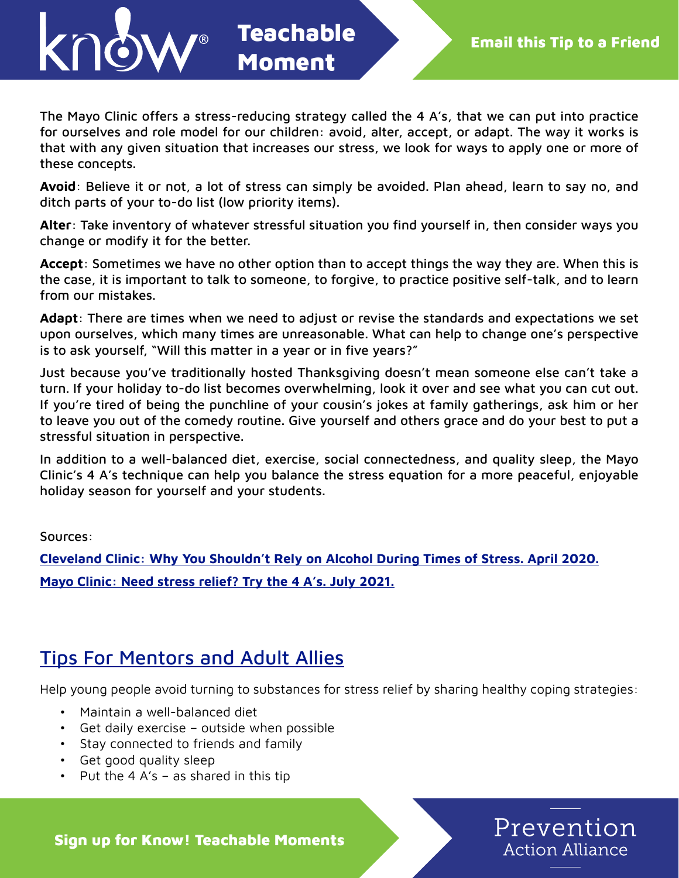The Mayo Clinic offers a stress-reducing strategy called the 4 A's, that we can put into practice for ourselves and role model for our children: avoid, alter, accept, or adapt. The way it works is that with any given situation that increases our stress, we look for ways to apply one or more of these concepts.

**Avoid**: Believe it or not, a lot of stress can simply be avoided. Plan ahead, learn to say no, and ditch parts of your to-do list (low priority items).

**Alter**: Take inventory of whatever stressful situation you find yourself in, then consider ways you change or modify it for the better.

**Accept**: Sometimes we have no other option than to accept things the way they are. When this is the case, it is important to talk to someone, to forgive, to practice positive self-talk, and to learn from our mistakes.

**Adapt**: There are times when we need to adjust or revise the standards and expectations we set upon ourselves, which many times are unreasonable. What can help to change one's perspective is to ask yourself, "Will this matter in a year or in five years?"

Just because you've traditionally hosted Thanksgiving doesn't mean someone else can't take a turn. If your holiday to-do list becomes overwhelming, look it over and see what you can cut out. If you're tired of being the punchline of your cousin's jokes at family gatherings, ask him or her to leave you out of the comedy routine. Give yourself and others grace and do your best to put a stressful situation in perspective.

In addition to a well-balanced diet, exercise, social connectedness, and quality sleep, the Mayo Clinic's 4 A's technique can help you balance the stress equation for a more peaceful, enjoyable holiday season for yourself and your students.

Sources:

**Cleveland Clinic: Why You Shouldn't Rely on Alcohol During Times of Stress. April 2020.**

**Mayo Clinic: Need stress relief? Try the 4 A's. July 2021.**

## Tips For Mentors and Adult Allies

Help young people avoid turning to substances for stress relief by sharing healthy coping strategies:

- Maintain a well-balanced diet
- Get daily exercise – outside when possible
- Stay connected to friends and family
- Get good quality sleep
- Put the 4 A's – as shared in this tip

**Sign up for Know! Teachable Moments**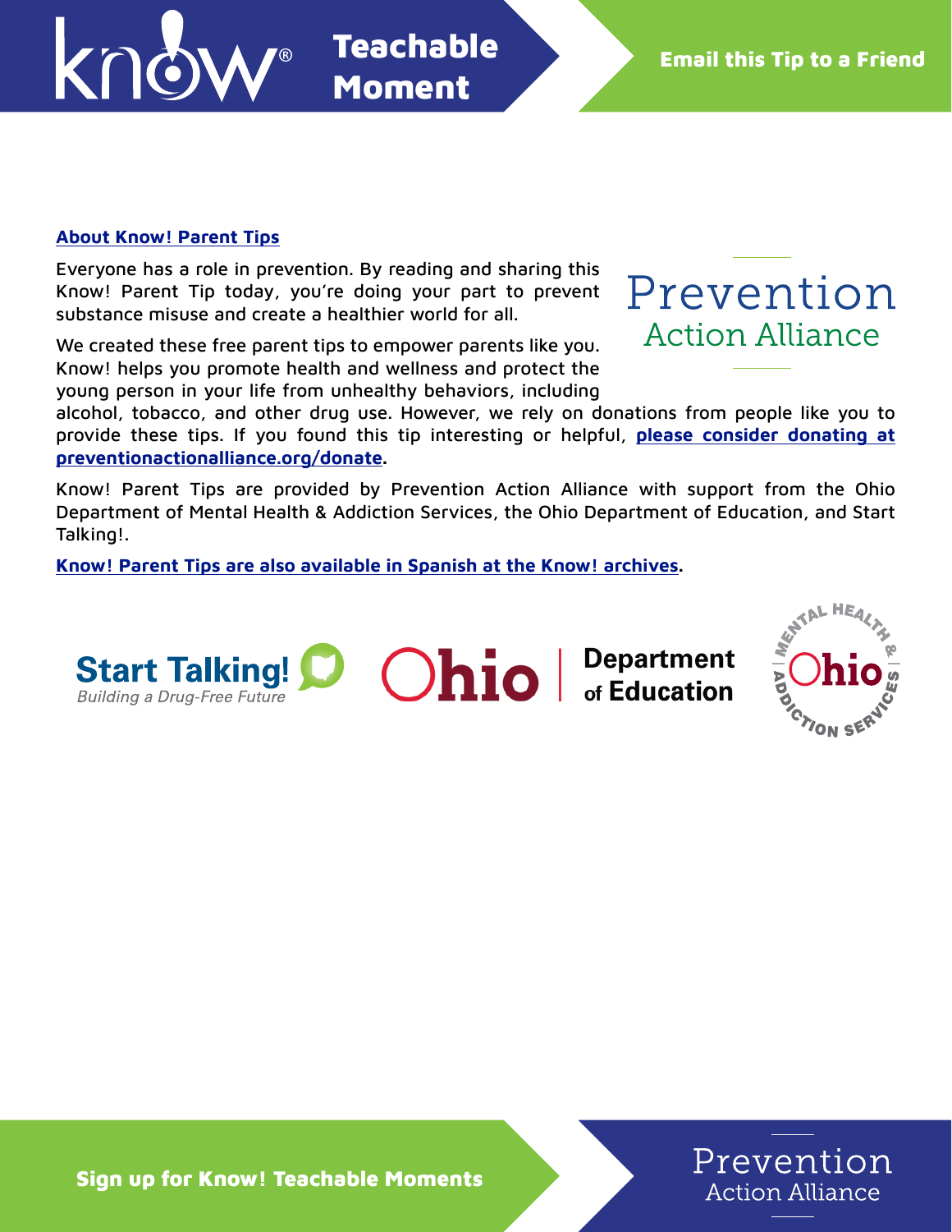**About Know! Parent Tips**

Everyone has a role in prevention. By reading and sharing this Know! Parent Tip today, you're doing your part to prevent substance misuse and create a healthier world for all.

We created these free parent tips to empower parents like you. Know! helps you promote health and wellness and protect the young person in your life from unhealthy behaviors, including alcohol, tobacco, and other drug use. However, we rely on donations from people like you to provide these tips. If you found this tip interesting or helpful, **please consider donating at preventionactionalliance.org/donate**.

Know! Parent Tips are provided by Prevention Action Alliance with support from the Ohio Department of Mental Health & Addiction Services, the Ohio Department of Education, and Start Talking!.

**Know! Parent Tips are also available in Spanish at the Know! archives.**